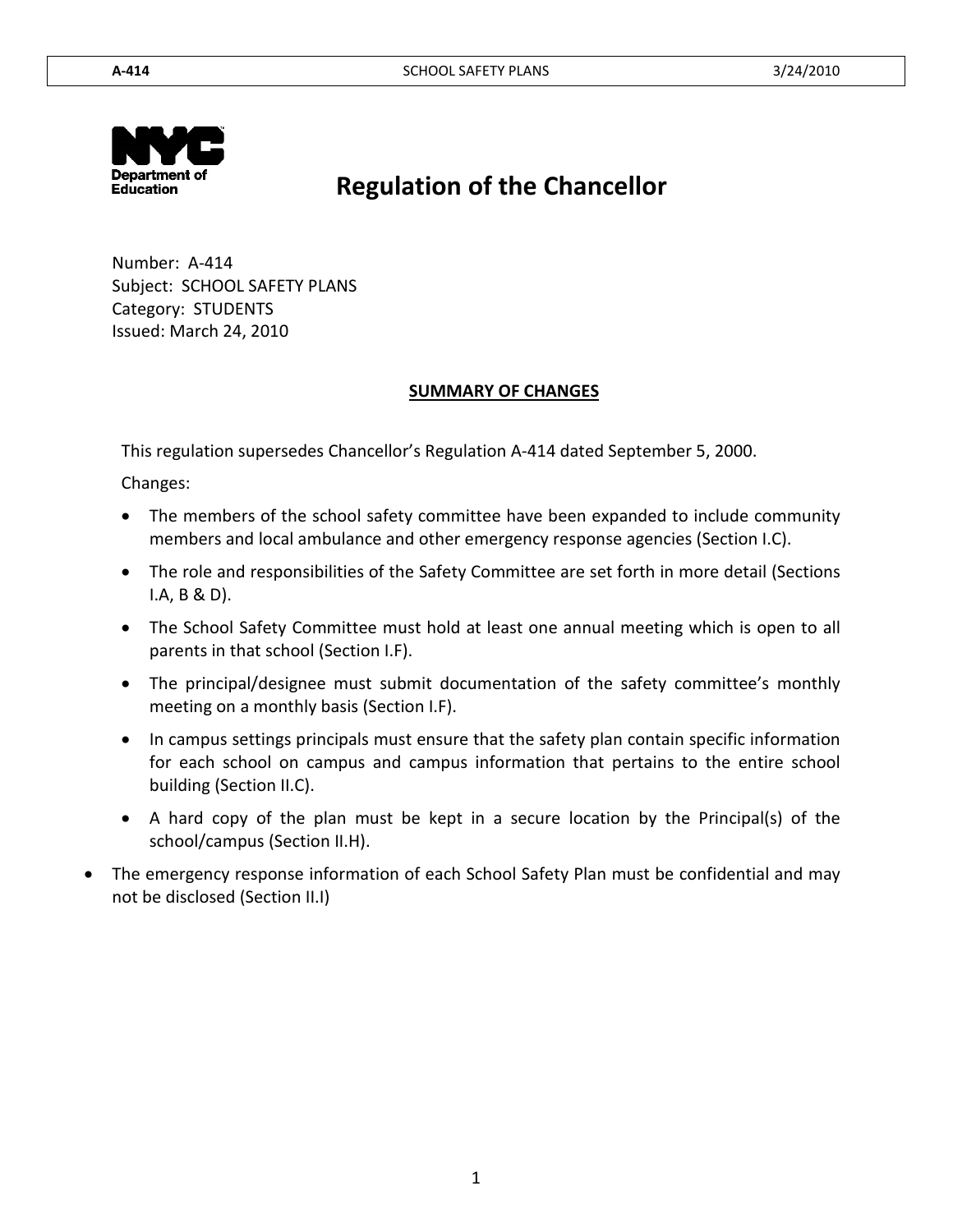# Regulation of the Chancellor

Number: A-414
Subject: SCHOOL SAFETY PLANS
Category: STUDENTS
Issued: March 24, 2010

## SUMMARY OF CHANGES

This regulation supersedes Chancellor's Regulation A-414 dated September 5, 2000.

Changes:

- The members of the school safety committee have been expanded to include community members and local ambulance and other emergency response agencies (Section I.C).
- The role and responsibilities of the Safety Committee are set forth in more detail (Sections I.A, B & D).
- The School Safety Committee must hold at least one annual meeting which is open to all parents in that school (Section I.F).
- The principal/designee must submit documentation of the safety committee's monthly meeting on a monthly basis (Section I.F).
- In campus settings principals must ensure that the safety plan contain specific information for each school on campus and campus information that pertains to the entire school building (Section II.C).
- A hard copy of the plan must be kept in a secure location by the Principal(s) of the school/campus (Section II.H).
- The emergency response information of each School Safety Plan must be confidential and may not be disclosed (Section II.I)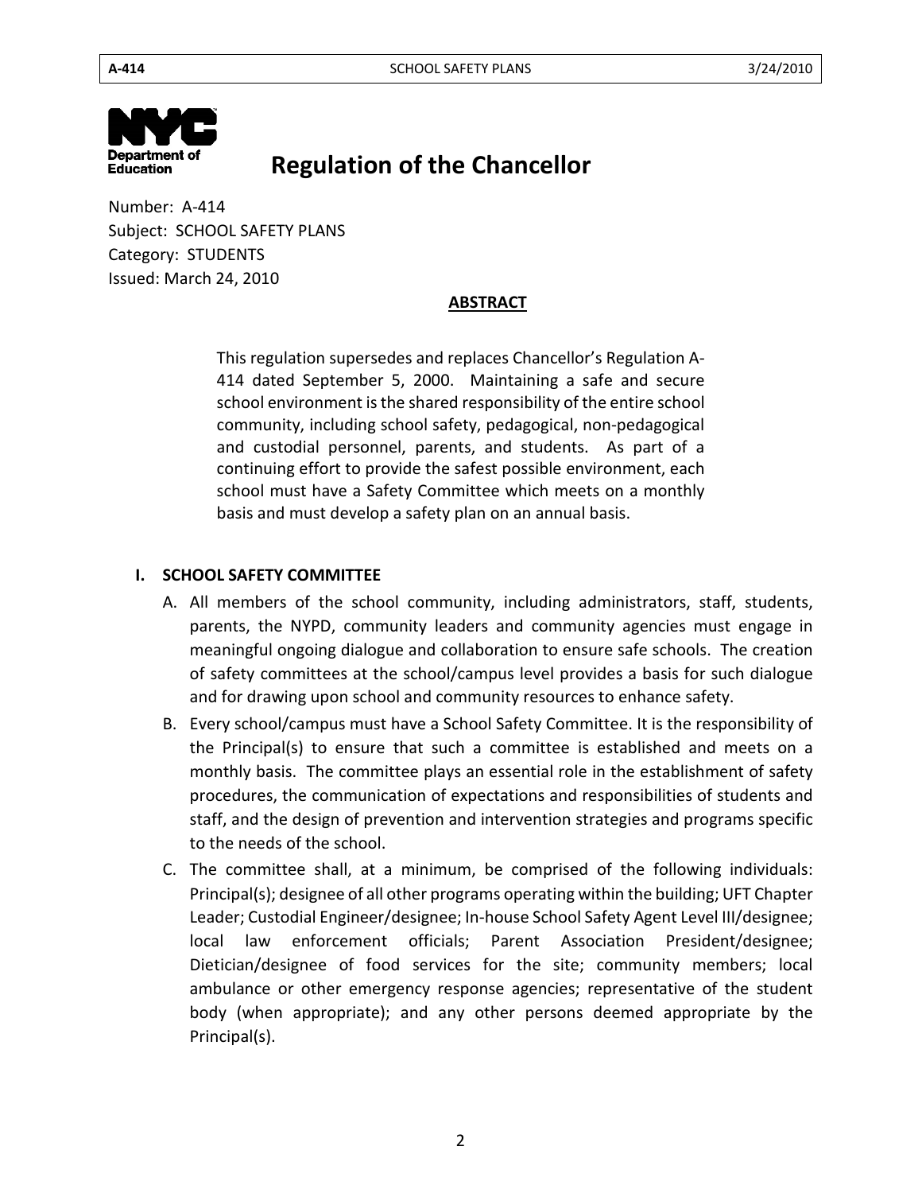# Regulation of the Chancellor

Number: A-414
Subject: SCHOOL SAFETY PLANS
Category: STUDENTS
Issued: March 24, 2010

## ABSTRACT

This regulation supersedes and replaces Chancellor's Regulation A-414 dated September 5, 2000. Maintaining a safe and secure school environment is the shared responsibility of the entire school community, including school safety, pedagogical, non-pedagogical and custodial personnel, parents, and students. As part of a continuing effort to provide the safest possible environment, each school must have a Safety Committee which meets on a monthly basis and must develop a safety plan on an annual basis.

## I. SCHOOL SAFETY COMMITTEE

A. All members of the school community, including administrators, staff, students, parents, the NYPD, community leaders and community agencies must engage in meaningful ongoing dialogue and collaboration to ensure safe schools. The creation of safety committees at the school/campus level provides a basis for such dialogue and for drawing upon school and community resources to enhance safety.

B. Every school/campus must have a School Safety Committee. It is the responsibility of the Principal(s) to ensure that such a committee is established and meets on a monthly basis. The committee plays an essential role in the establishment of safety procedures, the communication of expectations and responsibilities of students and staff, and the design of prevention and intervention strategies and programs specific to the needs of the school.

C. The committee shall, at a minimum, be comprised of the following individuals: Principal(s); designee of all other programs operating within the building; UFT Chapter Leader; Custodial Engineer/designee; In-house School Safety Agent Level III/designee; local law enforcement officials; Parent Association President/designee; Dietician/designee of food services for the site; community members; local ambulance or other emergency response agencies; representative of the student body (when appropriate); and any other persons deemed appropriate by the Principal(s).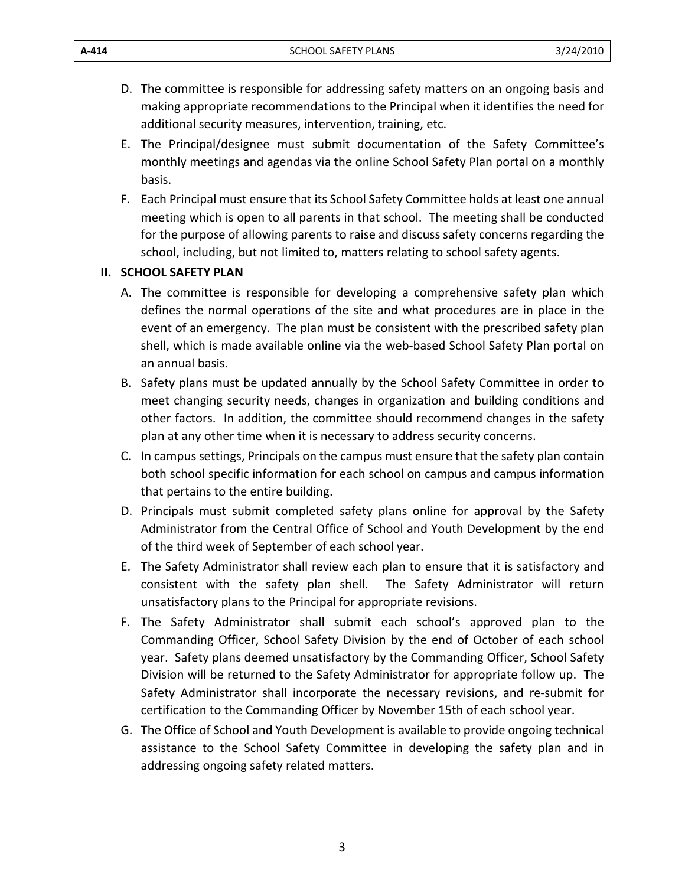D. The committee is responsible for addressing safety matters on an ongoing basis and making appropriate recommendations to the Principal when it identifies the need for additional security measures, intervention, training, etc.

E. The Principal/designee must submit documentation of the Safety Committee's monthly meetings and agendas via the online School Safety Plan portal on a monthly basis.

F. Each Principal must ensure that its School Safety Committee holds at least one annual meeting which is open to all parents in that school. The meeting shall be conducted for the purpose of allowing parents to raise and discuss safety concerns regarding the school, including, but not limited to, matters relating to school safety agents.

## II. SCHOOL SAFETY PLAN

A. The committee is responsible for developing a comprehensive safety plan which defines the normal operations of the site and what procedures are in place in the event of an emergency. The plan must be consistent with the prescribed safety plan shell, which is made available online via the web-based School Safety Plan portal on an annual basis.

B. Safety plans must be updated annually by the School Safety Committee in order to meet changing security needs, changes in organization and building conditions and other factors. In addition, the committee should recommend changes in the safety plan at any other time when it is necessary to address security concerns.

C. In campus settings, Principals on the campus must ensure that the safety plan contain both school specific information for each school on campus and campus information that pertains to the entire building.

D. Principals must submit completed safety plans online for approval by the Safety Administrator from the Central Office of School and Youth Development by the end of the third week of September of each school year.

E. The Safety Administrator shall review each plan to ensure that it is satisfactory and consistent with the safety plan shell. The Safety Administrator will return unsatisfactory plans to the Principal for appropriate revisions.

F. The Safety Administrator shall submit each school's approved plan to the Commanding Officer, School Safety Division by the end of October of each school year. Safety plans deemed unsatisfactory by the Commanding Officer, School Safety Division will be returned to the Safety Administrator for appropriate follow up. The Safety Administrator shall incorporate the necessary revisions, and re-submit for certification to the Commanding Officer by November 15th of each school year.

G. The Office of School and Youth Development is available to provide ongoing technical assistance to the School Safety Committee in developing the safety plan and in addressing ongoing safety related matters.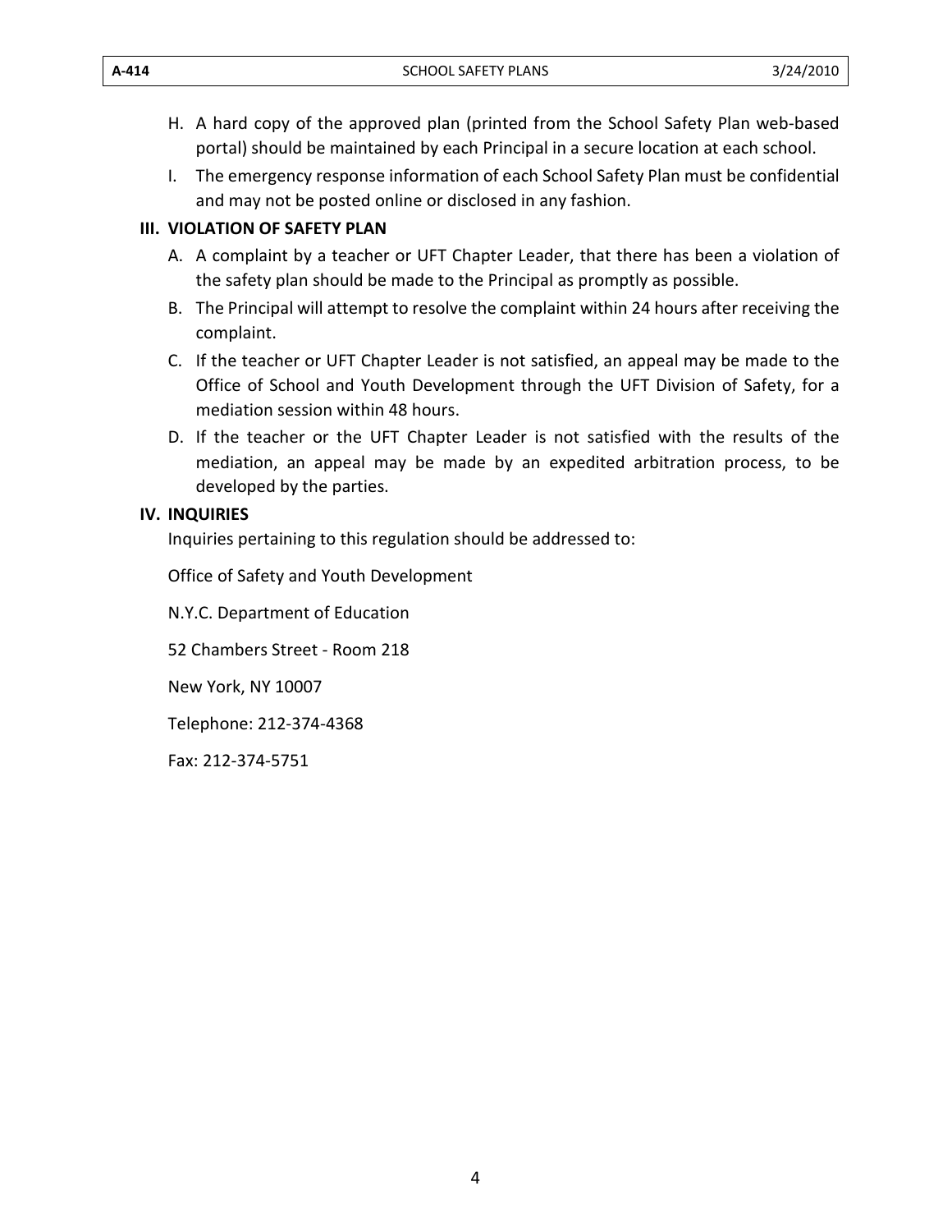H. A hard copy of the approved plan (printed from the School Safety Plan web-based portal) should be maintained by each Principal in a secure location at each school.

I. The emergency response information of each School Safety Plan must be confidential and may not be posted online or disclosed in any fashion.

## III. VIOLATION OF SAFETY PLAN

A. A complaint by a teacher or UFT Chapter Leader, that there has been a violation of the safety plan should be made to the Principal as promptly as possible.

B. The Principal will attempt to resolve the complaint within 24 hours after receiving the complaint.

C. If the teacher or UFT Chapter Leader is not satisfied, an appeal may be made to the Office of School and Youth Development through the UFT Division of Safety, for a mediation session within 48 hours.

D. If the teacher or the UFT Chapter Leader is not satisfied with the results of the mediation, an appeal may be made by an expedited arbitration process, to be developed by the parties.

## IV. INQUIRIES

Inquiries pertaining to this regulation should be addressed to:

Office of Safety and Youth Development

N.Y.C. Department of Education

52 Chambers Street - Room 218

New York, NY 10007

Telephone: 212-374-4368

Fax: 212-374-5751